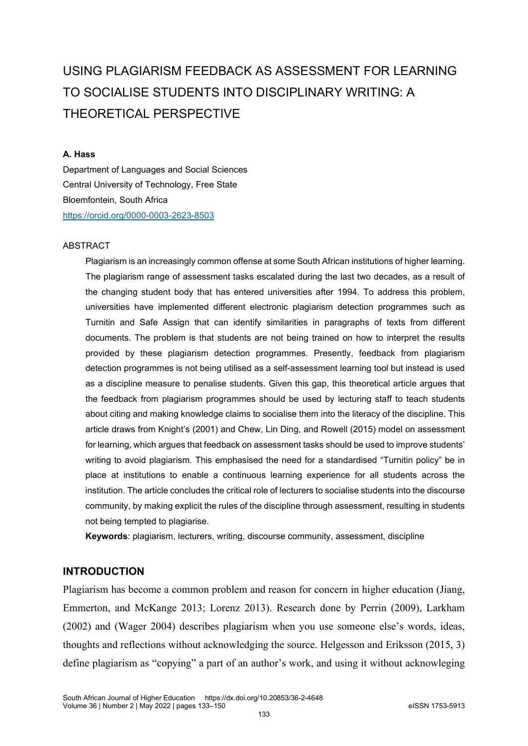# USING PLAGIARISM FEEDBACK AS ASSESSMENT FOR LEARNING TO SOCIALISE STUDENTS INTO DISCIPLINARY WRITING: A THEORETICAL PERSPECTIVE

**A. Hass**

Department of Languages and Social Sciences
Central University of Technology, Free State
Bloemfontein, South Africa
https://orcid.org/0000-0003-2623-8503

ABSTRACT

Plagiarism is an increasingly common offense at some South African institutions of higher learning. The plagiarism range of assessment tasks escalated during the last two decades, as a result of the changing student body that has entered universities after 1994. To address this problem, universities have implemented different electronic plagiarism detection programmes such as Turnitin and Safe Assign that can identify similarities in paragraphs of texts from different documents. The problem is that students are not being trained on how to interpret the results provided by these plagiarism detection programmes. Presently, feedback from plagiarism detection programmes is not being utilised as a self-assessment learning tool but instead is used as a discipline measure to penalise students. Given this gap, this theoretical article argues that the feedback from plagiarism programmes should be used by lecturing staff to teach students about citing and making knowledge claims to socialise them into the literacy of the discipline. This article draws from Knight's (2001) and Chew, Lin Ding, and Rowell (2015) model on assessment for learning, which argues that feedback on assessment tasks should be used to improve students' writing to avoid plagiarism. This emphasised the need for a standardised "Turnitin policy" be in place at institutions to enable a continuous learning experience for all students across the institution. The article concludes the critical role of lecturers to socialise students into the discourse community, by making explicit the rules of the discipline through assessment, resulting in students not being tempted to plagiarise.

**Keywords**: plagiarism, lecturers, writing, discourse community, assessment, discipline

## INTRODUCTION

Plagiarism has become a common problem and reason for concern in higher education (Jiang, Emmerton, and McKange 2013; Lorenz 2013). Research done by Perrin (2009), Larkham (2002) and (Wager 2004) describes plagiarism when you use someone else's words, ideas, thoughts and reflections without acknowledging the source. Helgesson and Eriksson (2015, 3) define plagiarism as "copying" a part of an author's work, and using it without acknowleging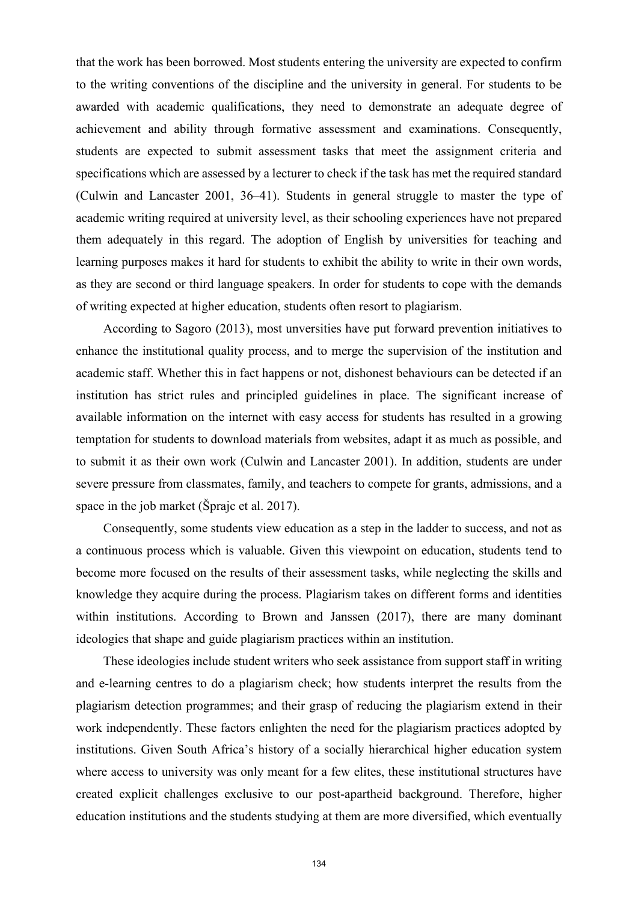that the work has been borrowed. Most students entering the university are expected to confirm to the writing conventions of the discipline and the university in general. For students to be awarded with academic qualifications, they need to demonstrate an adequate degree of achievement and ability through formative assessment and examinations. Consequently, students are expected to submit assessment tasks that meet the assignment criteria and specifications which are assessed by a lecturer to check if the task has met the required standard (Culwin and Lancaster 2001, 36–41). Students in general struggle to master the type of academic writing required at university level, as their schooling experiences have not prepared them adequately in this regard. The adoption of English by universities for teaching and learning purposes makes it hard for students to exhibit the ability to write in their own words, as they are second or third language speakers. In order for students to cope with the demands of writing expected at higher education, students often resort to plagiarism.

According to Sagoro (2013), most unversities have put forward prevention initiatives to enhance the institutional quality process, and to merge the supervision of the institution and academic staff. Whether this in fact happens or not, dishonest behaviours can be detected if an institution has strict rules and principled guidelines in place. The significant increase of available information on the internet with easy access for students has resulted in a growing temptation for students to download materials from websites, adapt it as much as possible, and to submit it as their own work (Culwin and Lancaster 2001). In addition, students are under severe pressure from classmates, family, and teachers to compete for grants, admissions, and a space in the job market (Šprajc et al. 2017).

Consequently, some students view education as a step in the ladder to success, and not as a continuous process which is valuable. Given this viewpoint on education, students tend to become more focused on the results of their assessment tasks, while neglecting the skills and knowledge they acquire during the process. Plagiarism takes on different forms and identities within institutions. According to Brown and Janssen (2017), there are many dominant ideologies that shape and guide plagiarism practices within an institution.

These ideologies include student writers who seek assistance from support staff in writing and e-learning centres to do a plagiarism check; how students interpret the results from the plagiarism detection programmes; and their grasp of reducing the plagiarism extend in their work independently. These factors enlighten the need for the plagiarism practices adopted by institutions. Given South Africa's history of a socially hierarchical higher education system where access to university was only meant for a few elites, these institutional structures have created explicit challenges exclusive to our post-apartheid background. Therefore, higher education institutions and the students studying at them are more diversified, which eventually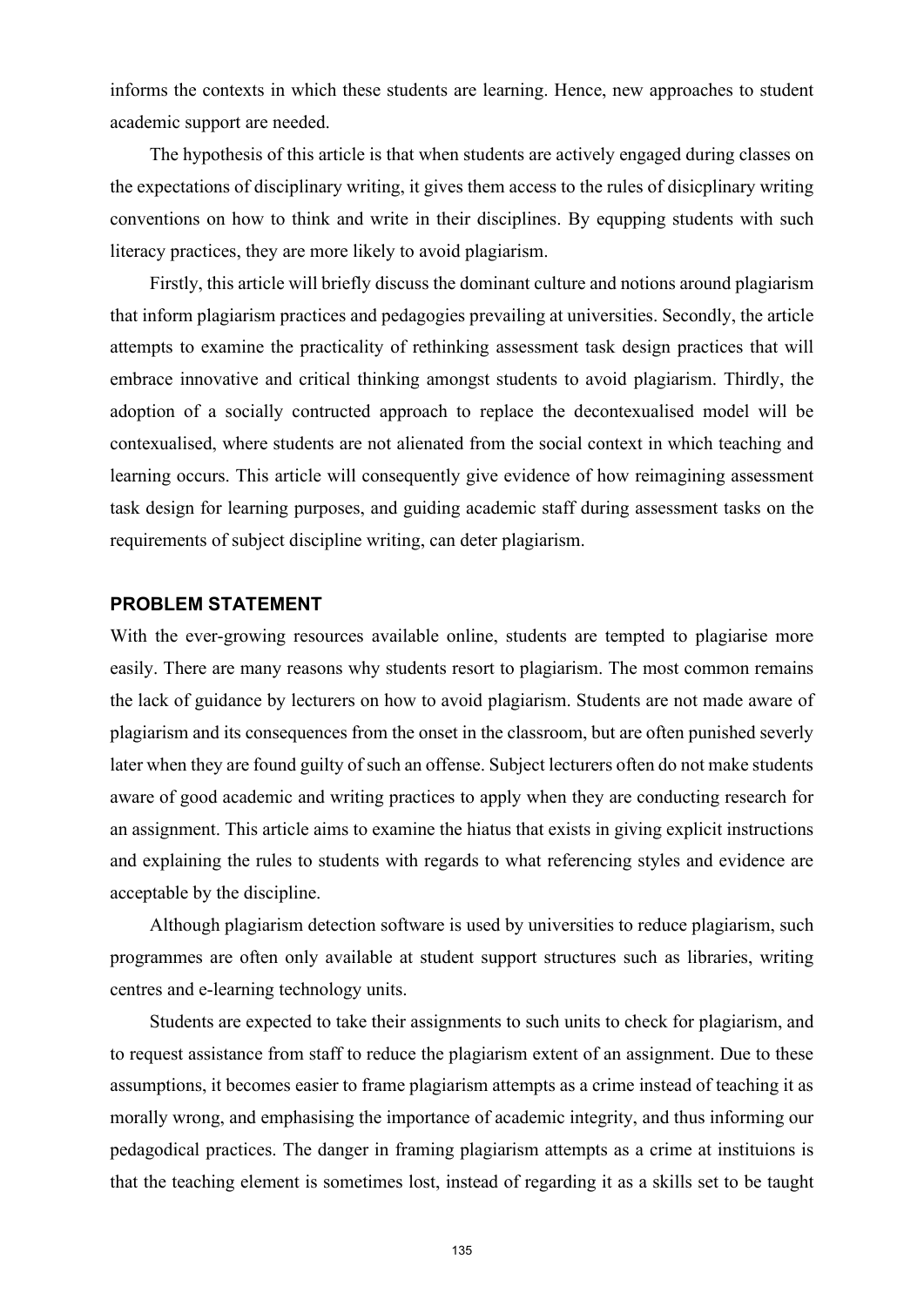informs the contexts in which these students are learning. Hence, new approaches to student academic support are needed.

The hypothesis of this article is that when students are actively engaged during classes on the expectations of disciplinary writing, it gives them access to the rules of disicplinary writing conventions on how to think and write in their disciplines. By equpping students with such literacy practices, they are more likely to avoid plagiarism.

Firstly, this article will briefly discuss the dominant culture and notions around plagiarism that inform plagiarism practices and pedagogies prevailing at universities. Secondly, the article attempts to examine the practicality of rethinking assessment task design practices that will embrace innovative and critical thinking amongst students to avoid plagiarism. Thirdly, the adoption of a socially contructed approach to replace the decontexualised model will be contexualised, where students are not alienated from the social context in which teaching and learning occurs. This article will consequently give evidence of how reimagining assessment task design for learning purposes, and guiding academic staff during assessment tasks on the requirements of subject discipline writing, can deter plagiarism.

## PROBLEM STATEMENT

With the ever-growing resources available online, students are tempted to plagiarise more easily. There are many reasons why students resort to plagiarism. The most common remains the lack of guidance by lecturers on how to avoid plagiarism. Students are not made aware of plagiarism and its consequences from the onset in the classroom, but are often punished severly later when they are found guilty of such an offense. Subject lecturers often do not make students aware of good academic and writing practices to apply when they are conducting research for an assignment. This article aims to examine the hiatus that exists in giving explicit instructions and explaining the rules to students with regards to what referencing styles and evidence are acceptable by the discipline.

Although plagiarism detection software is used by universities to reduce plagiarism, such programmes are often only available at student support structures such as libraries, writing centres and e-learning technology units.

Students are expected to take their assignments to such units to check for plagiarism, and to request assistance from staff to reduce the plagiarism extent of an assignment. Due to these assumptions, it becomes easier to frame plagiarism attempts as a crime instead of teaching it as morally wrong, and emphasising the importance of academic integrity, and thus informing our pedagodical practices. The danger in framing plagiarism attempts as a crime at instituions is that the teaching element is sometimes lost, instead of regarding it as a skills set to be taught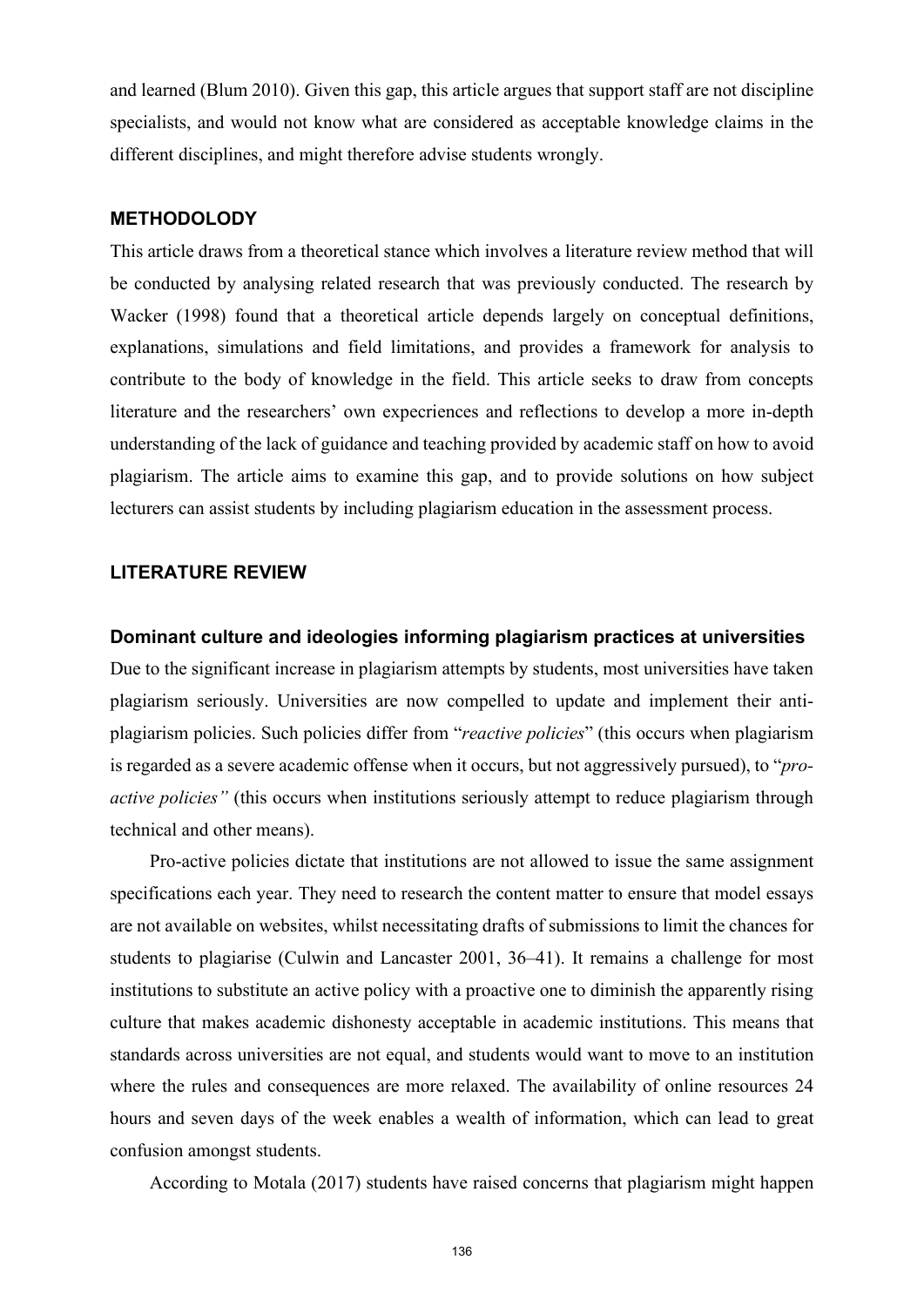and learned (Blum 2010). Given this gap, this article argues that support staff are not discipline specialists, and would not know what are considered as acceptable knowledge claims in the different disciplines, and might therefore advise students wrongly.

## METHODOLODY

This article draws from a theoretical stance which involves a literature review method that will be conducted by analysing related research that was previously conducted. The research by Wacker (1998) found that a theoretical article depends largely on conceptual definitions, explanations, simulations and field limitations, and provides a framework for analysis to contribute to the body of knowledge in the field. This article seeks to draw from concepts literature and the researchers' own expecriences and reflections to develop a more in-depth understanding of the lack of guidance and teaching provided by academic staff on how to avoid plagiarism. The article aims to examine this gap, and to provide solutions on how subject lecturers can assist students by including plagiarism education in the assessment process.

## LITERATURE REVIEW

### Dominant culture and ideologies informing plagiarism practices at universities

Due to the significant increase in plagiarism attempts by students, most universities have taken plagiarism seriously. Universities are now compelled to update and implement their anti-plagiarism policies. Such policies differ from "*reactive policies*" (this occurs when plagiarism is regarded as a severe academic offense when it occurs, but not aggressively pursued), to "*pro-active policies"* (this occurs when institutions seriously attempt to reduce plagiarism through technical and other means).

Pro-active policies dictate that institutions are not allowed to issue the same assignment specifications each year. They need to research the content matter to ensure that model essays are not available on websites, whilst necessitating drafts of submissions to limit the chances for students to plagiarise (Culwin and Lancaster 2001, 36–41). It remains a challenge for most institutions to substitute an active policy with a proactive one to diminish the apparently rising culture that makes academic dishonesty acceptable in academic institutions. This means that standards across universities are not equal, and students would want to move to an institution where the rules and consequences are more relaxed. The availability of online resources 24 hours and seven days of the week enables a wealth of information, which can lead to great confusion amongst students.

According to Motala (2017) students have raised concerns that plagiarism might happen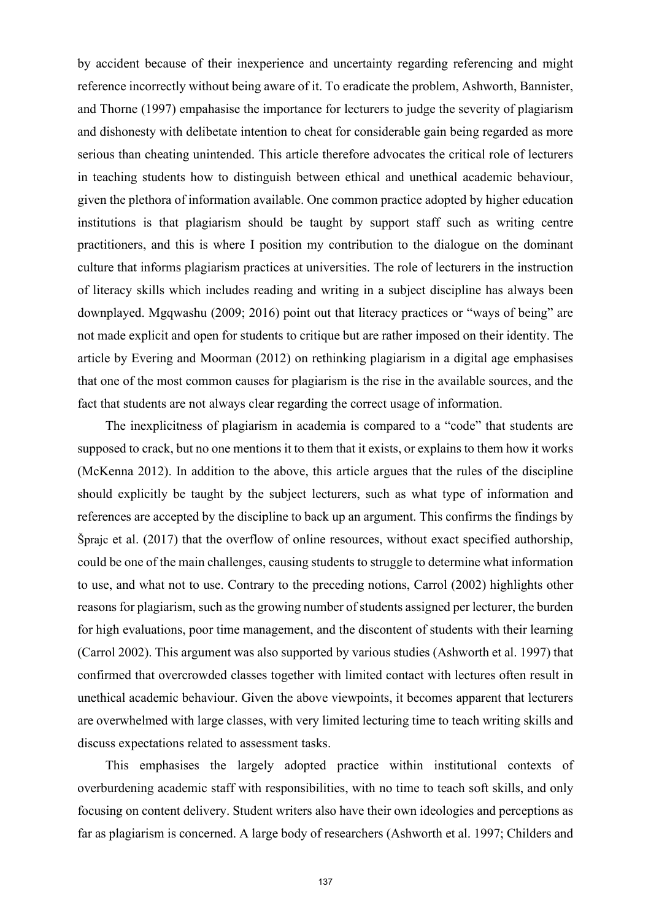by accident because of their inexperience and uncertainty regarding referencing and might reference incorrectly without being aware of it. To eradicate the problem, Ashworth, Bannister, and Thorne (1997) empahasise the importance for lecturers to judge the severity of plagiarism and dishonesty with delibetate intention to cheat for considerable gain being regarded as more serious than cheating unintended. This article therefore advocates the critical role of lecturers in teaching students how to distinguish between ethical and unethical academic behaviour, given the plethora of information available. One common practice adopted by higher education institutions is that plagiarism should be taught by support staff such as writing centre practitioners, and this is where I position my contribution to the dialogue on the dominant culture that informs plagiarism practices at universities. The role of lecturers in the instruction of literacy skills which includes reading and writing in a subject discipline has always been downplayed. Mgqwashu (2009; 2016) point out that literacy practices or "ways of being" are not made explicit and open for students to critique but are rather imposed on their identity. The article by Evering and Moorman (2012) on rethinking plagiarism in a digital age emphasises that one of the most common causes for plagiarism is the rise in the available sources, and the fact that students are not always clear regarding the correct usage of information.

The inexplicitness of plagiarism in academia is compared to a "code" that students are supposed to crack, but no one mentions it to them that it exists, or explains to them how it works (McKenna 2012). In addition to the above, this article argues that the rules of the discipline should explicitly be taught by the subject lecturers, such as what type of information and references are accepted by the discipline to back up an argument. This confirms the findings by Šprajc et al. (2017) that the overflow of online resources, without exact specified authorship, could be one of the main challenges, causing students to struggle to determine what information to use, and what not to use. Contrary to the preceding notions, Carrol (2002) highlights other reasons for plagiarism, such as the growing number of students assigned per lecturer, the burden for high evaluations, poor time management, and the discontent of students with their learning (Carrol 2002). This argument was also supported by various studies (Ashworth et al. 1997) that confirmed that overcrowded classes together with limited contact with lectures often result in unethical academic behaviour. Given the above viewpoints, it becomes apparent that lecturers are overwhelmed with large classes, with very limited lecturing time to teach writing skills and discuss expectations related to assessment tasks.

This emphasises the largely adopted practice within institutional contexts of overburdening academic staff with responsibilities, with no time to teach soft skills, and only focusing on content delivery. Student writers also have their own ideologies and perceptions as far as plagiarism is concerned. A large body of researchers (Ashworth et al. 1997; Childers and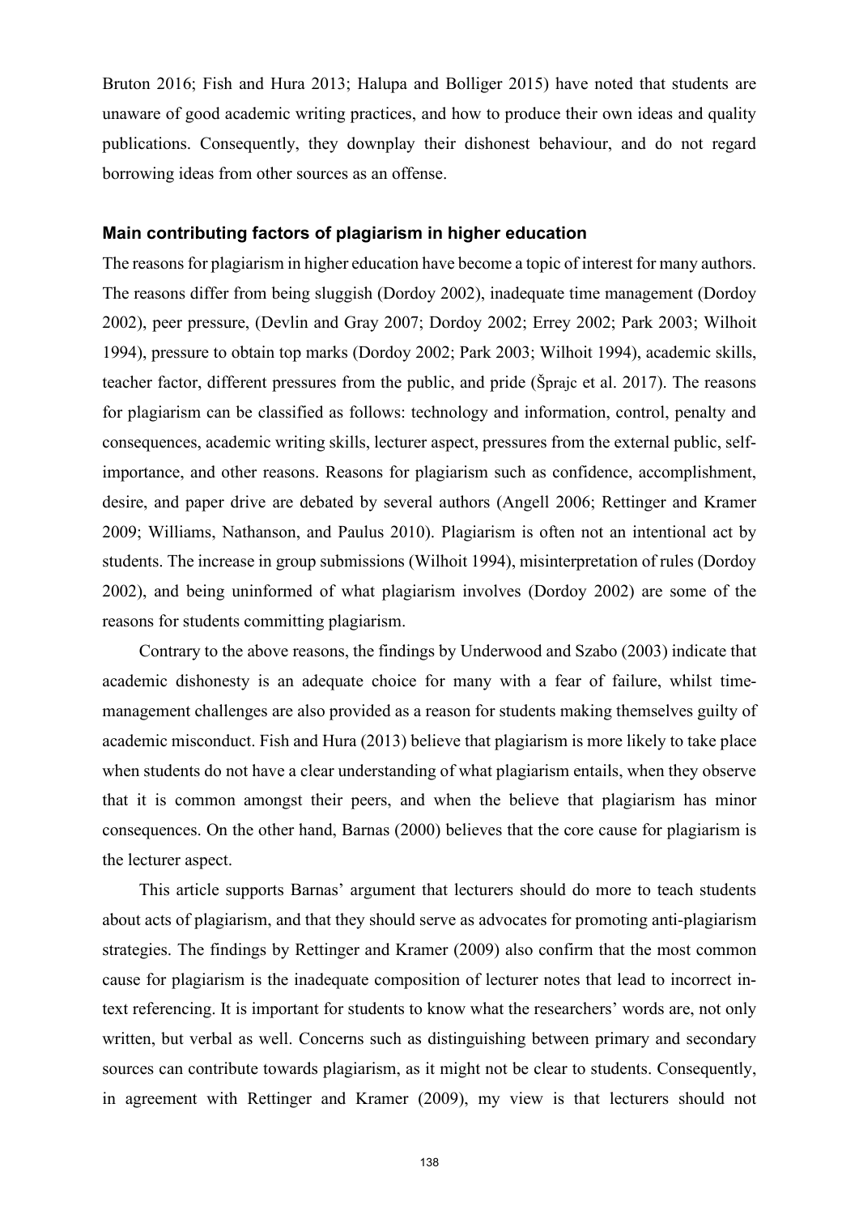Bruton 2016; Fish and Hura 2013; Halupa and Bolliger 2015) have noted that students are unaware of good academic writing practices, and how to produce their own ideas and quality publications. Consequently, they downplay their dishonest behaviour, and do not regard borrowing ideas from other sources as an offense.

### Main contributing factors of plagiarism in higher education

The reasons for plagiarism in higher education have become a topic of interest for many authors. The reasons differ from being sluggish (Dordoy 2002), inadequate time management (Dordoy 2002), peer pressure, (Devlin and Gray 2007; Dordoy 2002; Errey 2002; Park 2003; Wilhoit 1994), pressure to obtain top marks (Dordoy 2002; Park 2003; Wilhoit 1994), academic skills, teacher factor, different pressures from the public, and pride (Šprajc et al. 2017). The reasons for plagiarism can be classified as follows: technology and information, control, penalty and consequences, academic writing skills, lecturer aspect, pressures from the external public, self-importance, and other reasons. Reasons for plagiarism such as confidence, accomplishment, desire, and paper drive are debated by several authors (Angell 2006; Rettinger and Kramer 2009; Williams, Nathanson, and Paulus 2010). Plagiarism is often not an intentional act by students. The increase in group submissions (Wilhoit 1994), misinterpretation of rules (Dordoy 2002), and being uninformed of what plagiarism involves (Dordoy 2002) are some of the reasons for students committing plagiarism.

Contrary to the above reasons, the findings by Underwood and Szabo (2003) indicate that academic dishonesty is an adequate choice for many with a fear of failure, whilst time-management challenges are also provided as a reason for students making themselves guilty of academic misconduct. Fish and Hura (2013) believe that plagiarism is more likely to take place when students do not have a clear understanding of what plagiarism entails, when they observe that it is common amongst their peers, and when the believe that plagiarism has minor consequences. On the other hand, Barnas (2000) believes that the core cause for plagiarism is the lecturer aspect.

This article supports Barnas' argument that lecturers should do more to teach students about acts of plagiarism, and that they should serve as advocates for promoting anti-plagiarism strategies. The findings by Rettinger and Kramer (2009) also confirm that the most common cause for plagiarism is the inadequate composition of lecturer notes that lead to incorrect in-text referencing. It is important for students to know what the researchers' words are, not only written, but verbal as well. Concerns such as distinguishing between primary and secondary sources can contribute towards plagiarism, as it might not be clear to students. Consequently, in agreement with Rettinger and Kramer (2009), my view is that lecturers should not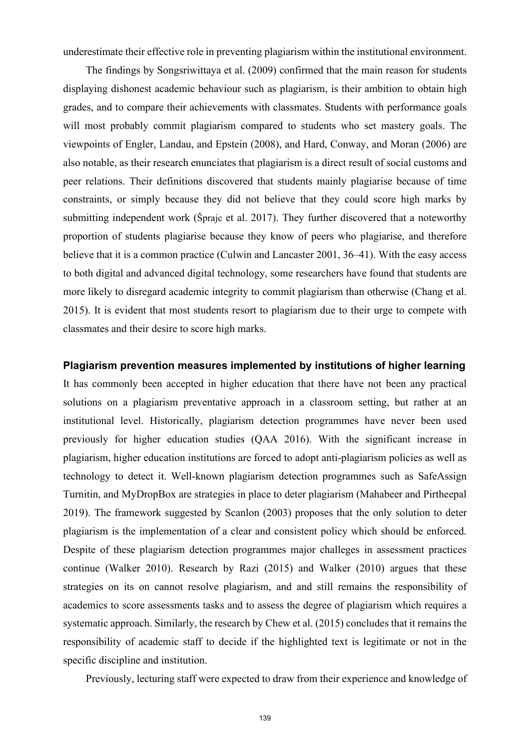underestimate their effective role in preventing plagiarism within the institutional environment.

The findings by Songsriwittaya et al. (2009) confirmed that the main reason for students displaying dishonest academic behaviour such as plagiarism, is their ambition to obtain high grades, and to compare their achievements with classmates. Students with performance goals will most probably commit plagiarism compared to students who set mastery goals. The viewpoints of Engler, Landau, and Epstein (2008), and Hard, Conway, and Moran (2006) are also notable, as their research enunciates that plagiarism is a direct result of social customs and peer relations. Their definitions discovered that students mainly plagiarise because of time constraints, or simply because they did not believe that they could score high marks by submitting independent work (Šprajc et al. 2017). They further discovered that a noteworthy proportion of students plagiarise because they know of peers who plagiarise, and therefore believe that it is a common practice (Culwin and Lancaster 2001, 36–41). With the easy access to both digital and advanced digital technology, some researchers have found that students are more likely to disregard academic integrity to commit plagiarism than otherwise (Chang et al. 2015). It is evident that most students resort to plagiarism due to their urge to compete with classmates and their desire to score high marks.

## Plagiarism prevention measures implemented by institutions of higher learning

It has commonly been accepted in higher education that there have not been any practical solutions on a plagiarism preventative approach in a classroom setting, but rather at an institutional level. Historically, plagiarism detection programmes have never been used previously for higher education studies (QAA 2016). With the significant increase in plagiarism, higher education institutions are forced to adopt anti-plagiarism policies as well as technology to detect it. Well-known plagiarism detection programmes such as SafeAssign Turnitin, and MyDropBox are strategies in place to deter plagiarism (Mahabeer and Pirtheepal 2019). The framework suggested by Scanlon (2003) proposes that the only solution to deter plagiarism is the implementation of a clear and consistent policy which should be enforced. Despite of these plagiarism detection programmes major challeges in assessment practices continue (Walker 2010). Research by Razi (2015) and Walker (2010) argues that these strategies on its on cannot resolve plagiarism, and and still remains the responsibility of academics to score assessments tasks and to assess the degree of plagiarism which requires a systematic approach. Similarly, the research by Chew et al. (2015) concludes that it remains the responsibility of academic staff to decide if the highlighted text is legitimate or not in the specific discipline and institution.

Previously, lecturing staff were expected to draw from their experience and knowledge of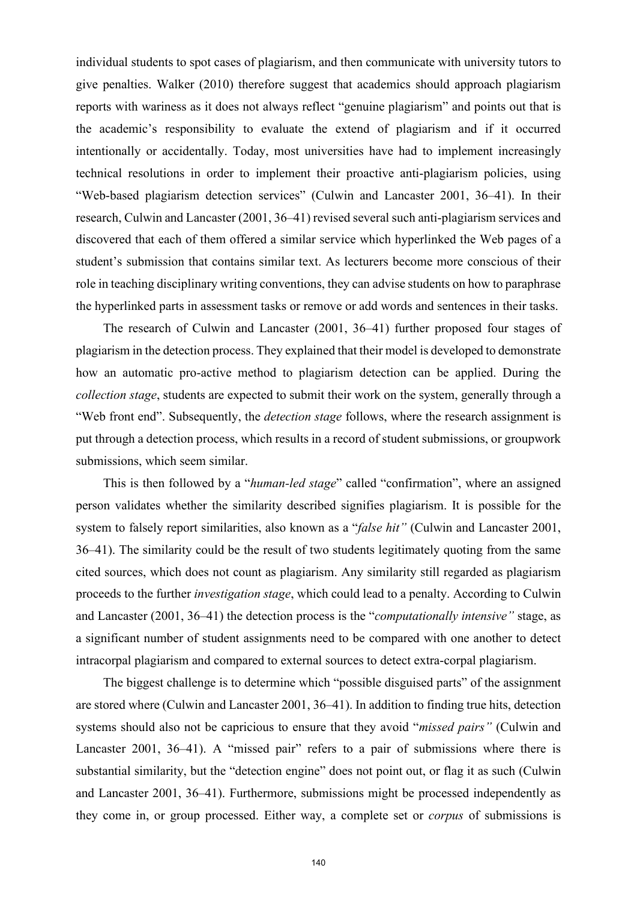individual students to spot cases of plagiarism, and then communicate with university tutors to give penalties. Walker (2010) therefore suggest that academics should approach plagiarism reports with wariness as it does not always reflect "genuine plagiarism" and points out that is the academic's responsibility to evaluate the extend of plagiarism and if it occurred intentionally or accidentally. Today, most universities have had to implement increasingly technical resolutions in order to implement their proactive anti-plagiarism policies, using "Web-based plagiarism detection services" (Culwin and Lancaster 2001, 36–41). In their research, Culwin and Lancaster (2001, 36–41) revised several such anti-plagiarism services and discovered that each of them offered a similar service which hyperlinked the Web pages of a student's submission that contains similar text. As lecturers become more conscious of their role in teaching disciplinary writing conventions, they can advise students on how to paraphrase the hyperlinked parts in assessment tasks or remove or add words and sentences in their tasks.

The research of Culwin and Lancaster (2001, 36–41) further proposed four stages of plagiarism in the detection process. They explained that their model is developed to demonstrate how an automatic pro-active method to plagiarism detection can be applied. During the *collection stage*, students are expected to submit their work on the system, generally through a "Web front end". Subsequently, the *detection stage* follows, where the research assignment is put through a detection process, which results in a record of student submissions, or groupwork submissions, which seem similar.

This is then followed by a "*human-led stage*" called "confirmation", where an assigned person validates whether the similarity described signifies plagiarism. It is possible for the system to falsely report similarities, also known as a "*false hit"* (Culwin and Lancaster 2001, 36–41). The similarity could be the result of two students legitimately quoting from the same cited sources, which does not count as plagiarism. Any similarity still regarded as plagiarism proceeds to the further *investigation stage*, which could lead to a penalty. According to Culwin and Lancaster (2001, 36–41) the detection process is the "*computationally intensive"* stage, as a significant number of student assignments need to be compared with one another to detect intracorpal plagiarism and compared to external sources to detect extra-corpal plagiarism.

The biggest challenge is to determine which "possible disguised parts" of the assignment are stored where (Culwin and Lancaster 2001, 36–41). In addition to finding true hits, detection systems should also not be capricious to ensure that they avoid "*missed pairs"* (Culwin and Lancaster 2001, 36–41). A "missed pair" refers to a pair of submissions where there is substantial similarity, but the "detection engine" does not point out, or flag it as such (Culwin and Lancaster 2001, 36–41). Furthermore, submissions might be processed independently as they come in, or group processed. Either way, a complete set or *corpus* of submissions is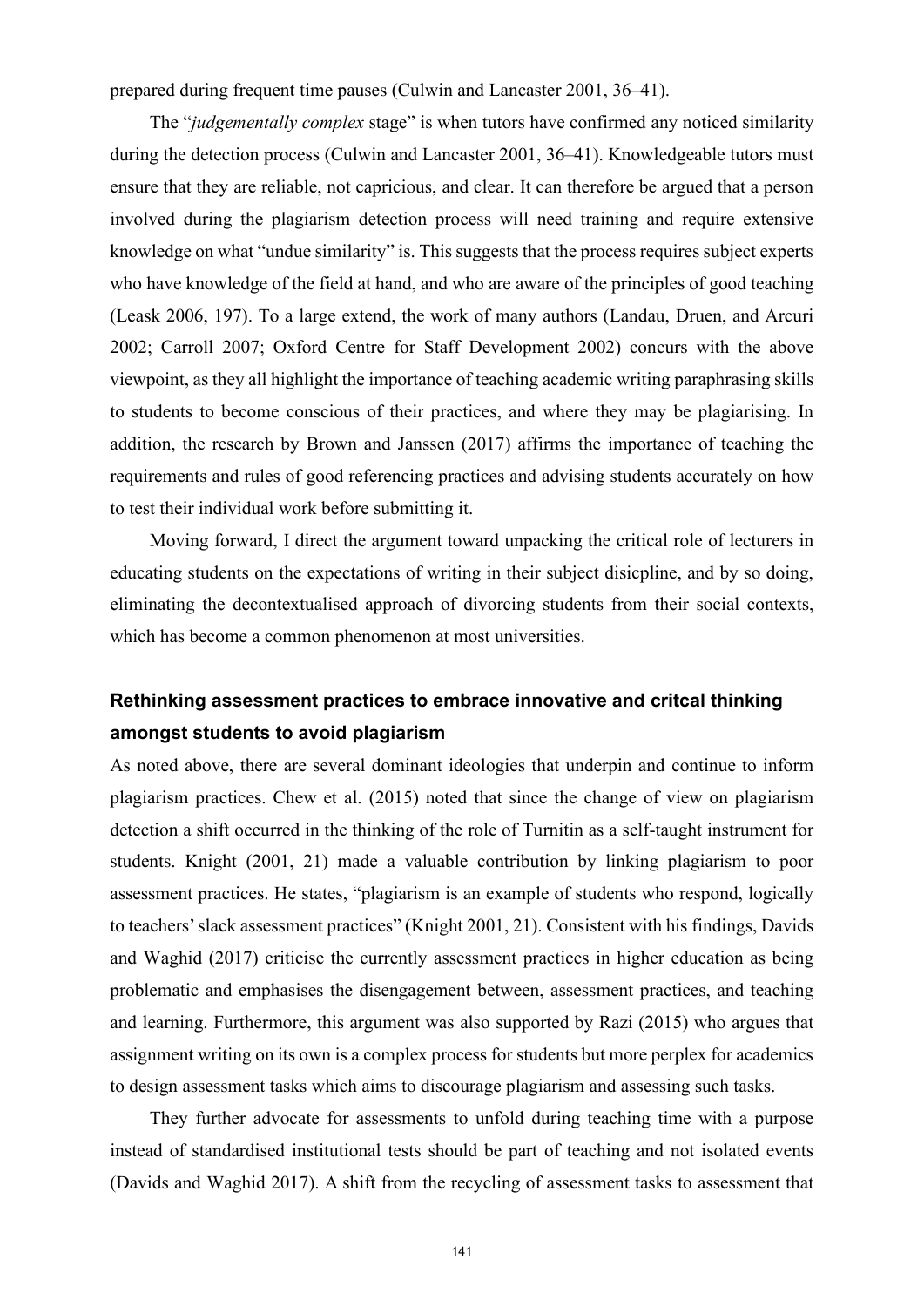prepared during frequent time pauses (Culwin and Lancaster 2001, 36–41).

The "*judgementally complex* stage" is when tutors have confirmed any noticed similarity during the detection process (Culwin and Lancaster 2001, 36–41). Knowledgeable tutors must ensure that they are reliable, not capricious, and clear. It can therefore be argued that a person involved during the plagiarism detection process will need training and require extensive knowledge on what "undue similarity" is. This suggests that the process requires subject experts who have knowledge of the field at hand, and who are aware of the principles of good teaching (Leask 2006, 197). To a large extend, the work of many authors (Landau, Druen, and Arcuri 2002; Carroll 2007; Oxford Centre for Staff Development 2002) concurs with the above viewpoint, as they all highlight the importance of teaching academic writing paraphrasing skills to students to become conscious of their practices, and where they may be plagiarising. In addition, the research by Brown and Janssen (2017) affirms the importance of teaching the requirements and rules of good referencing practices and advising students accurately on how to test their individual work before submitting it.

Moving forward, I direct the argument toward unpacking the critical role of lecturers in educating students on the expectations of writing in their subject disicpline, and by so doing, eliminating the decontextualised approach of divorcing students from their social contexts, which has become a common phenomenon at most universities.

### Rethinking assessment practices to embrace innovative and critcal thinking amongst students to avoid plagiarism

As noted above, there are several dominant ideologies that underpin and continue to inform plagiarism practices. Chew et al. (2015) noted that since the change of view on plagiarism detection a shift occurred in the thinking of the role of Turnitin as a self-taught instrument for students. Knight (2001, 21) made a valuable contribution by linking plagiarism to poor assessment practices. He states, "plagiarism is an example of students who respond, logically to teachers' slack assessment practices" (Knight 2001, 21). Consistent with his findings, Davids and Waghid (2017) criticise the currently assessment practices in higher education as being problematic and emphasises the disengagement between, assessment practices, and teaching and learning. Furthermore, this argument was also supported by Razi (2015) who argues that assignment writing on its own is a complex process for students but more perplex for academics to design assessment tasks which aims to discourage plagiarism and assessing such tasks.

They further advocate for assessments to unfold during teaching time with a purpose instead of standardised institutional tests should be part of teaching and not isolated events (Davids and Waghid 2017). A shift from the recycling of assessment tasks to assessment that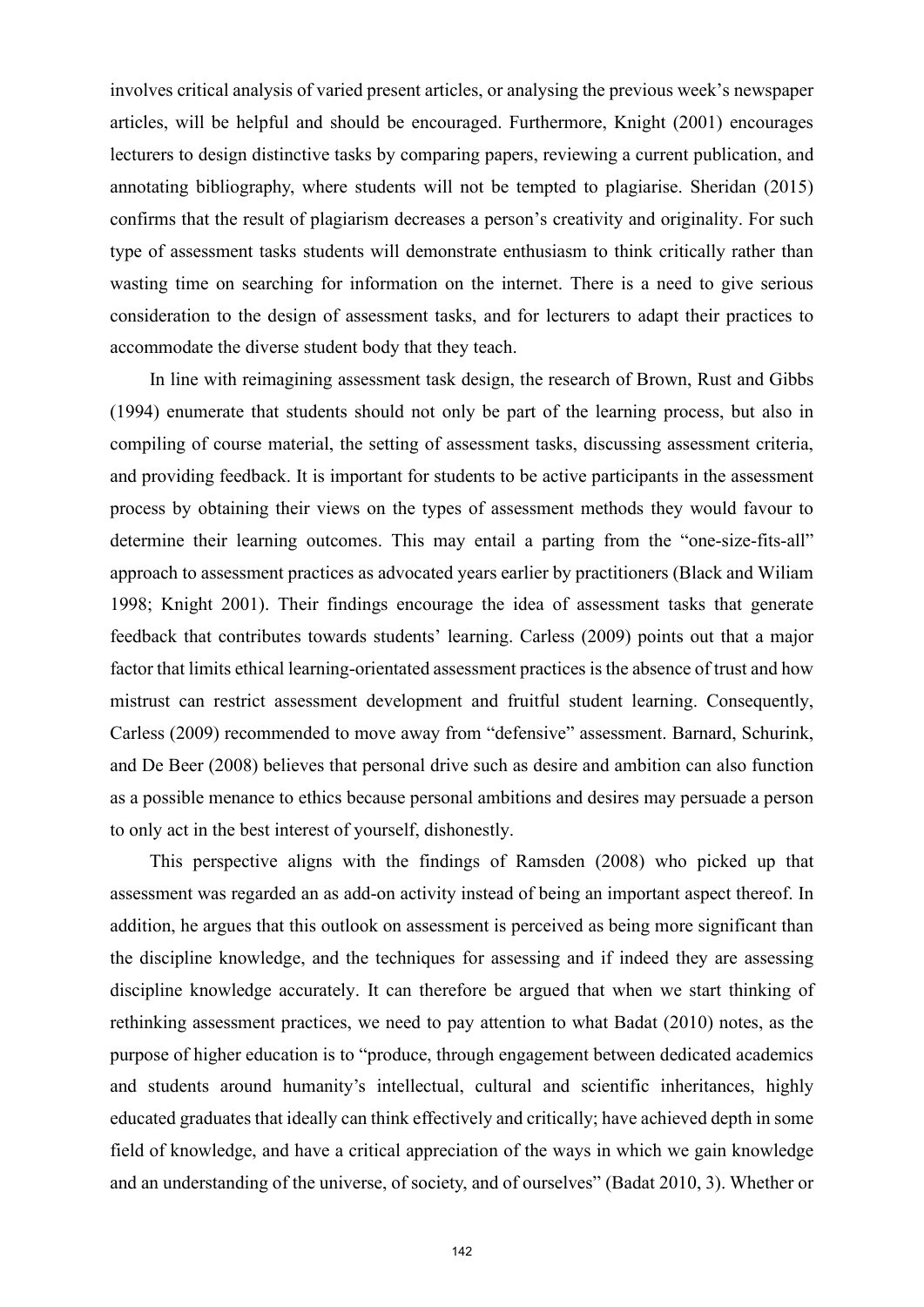involves critical analysis of varied present articles, or analysing the previous week's newspaper articles, will be helpful and should be encouraged. Furthermore, Knight (2001) encourages lecturers to design distinctive tasks by comparing papers, reviewing a current publication, and annotating bibliography, where students will not be tempted to plagiarise. Sheridan (2015) confirms that the result of plagiarism decreases a person's creativity and originality. For such type of assessment tasks students will demonstrate enthusiasm to think critically rather than wasting time on searching for information on the internet. There is a need to give serious consideration to the design of assessment tasks, and for lecturers to adapt their practices to accommodate the diverse student body that they teach.

In line with reimagining assessment task design, the research of Brown, Rust and Gibbs (1994) enumerate that students should not only be part of the learning process, but also in compiling of course material, the setting of assessment tasks, discussing assessment criteria, and providing feedback. It is important for students to be active participants in the assessment process by obtaining their views on the types of assessment methods they would favour to determine their learning outcomes. This may entail a parting from the "one-size-fits-all" approach to assessment practices as advocated years earlier by practitioners (Black and Wiliam 1998; Knight 2001). Their findings encourage the idea of assessment tasks that generate feedback that contributes towards students' learning. Carless (2009) points out that a major factor that limits ethical learning-orientated assessment practices is the absence of trust and how mistrust can restrict assessment development and fruitful student learning. Consequently, Carless (2009) recommended to move away from "defensive" assessment. Barnard, Schurink, and De Beer (2008) believes that personal drive such as desire and ambition can also function as a possible menance to ethics because personal ambitions and desires may persuade a person to only act in the best interest of yourself, dishonestly.

This perspective aligns with the findings of Ramsden (2008) who picked up that assessment was regarded an as add-on activity instead of being an important aspect thereof. In addition, he argues that this outlook on assessment is perceived as being more significant than the discipline knowledge, and the techniques for assessing and if indeed they are assessing discipline knowledge accurately. It can therefore be argued that when we start thinking of rethinking assessment practices, we need to pay attention to what Badat (2010) notes, as the purpose of higher education is to "produce, through engagement between dedicated academics and students around humanity's intellectual, cultural and scientific inheritances, highly educated graduates that ideally can think effectively and critically; have achieved depth in some field of knowledge, and have a critical appreciation of the ways in which we gain knowledge and an understanding of the universe, of society, and of ourselves" (Badat 2010, 3). Whether or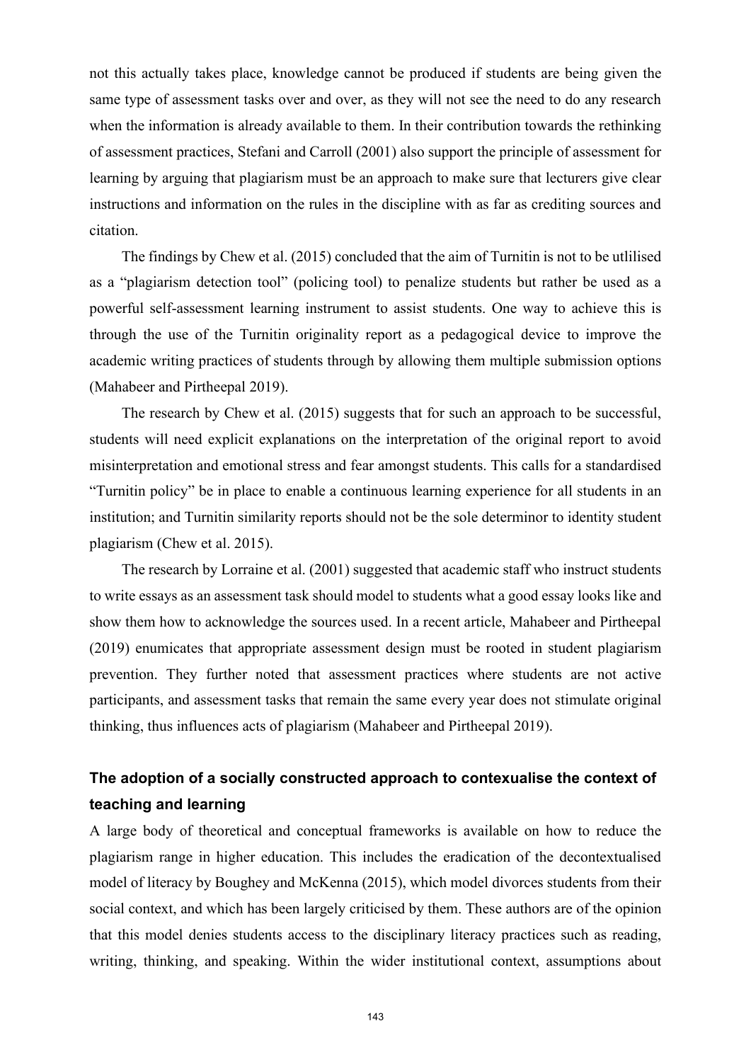not this actually takes place, knowledge cannot be produced if students are being given the same type of assessment tasks over and over, as they will not see the need to do any research when the information is already available to them. In their contribution towards the rethinking of assessment practices, Stefani and Carroll (2001) also support the principle of assessment for learning by arguing that plagiarism must be an approach to make sure that lecturers give clear instructions and information on the rules in the discipline with as far as crediting sources and citation.

The findings by Chew et al. (2015) concluded that the aim of Turnitin is not to be utlilised as a "plagiarism detection tool" (policing tool) to penalize students but rather be used as a powerful self-assessment learning instrument to assist students. One way to achieve this is through the use of the Turnitin originality report as a pedagogical device to improve the academic writing practices of students through by allowing them multiple submission options (Mahabeer and Pirtheepal 2019).

The research by Chew et al. (2015) suggests that for such an approach to be successful, students will need explicit explanations on the interpretation of the original report to avoid misinterpretation and emotional stress and fear amongst students. This calls for a standardised "Turnitin policy" be in place to enable a continuous learning experience for all students in an institution; and Turnitin similarity reports should not be the sole determinor to identity student plagiarism (Chew et al. 2015).

The research by Lorraine et al. (2001) suggested that academic staff who instruct students to write essays as an assessment task should model to students what a good essay looks like and show them how to acknowledge the sources used. In a recent article, Mahabeer and Pirtheepal (2019) enumicates that appropriate assessment design must be rooted in student plagiarism prevention. They further noted that assessment practices where students are not active participants, and assessment tasks that remain the same every year does not stimulate original thinking, thus influences acts of plagiarism (Mahabeer and Pirtheepal 2019).

## The adoption of a socially constructed approach to contexualise the context of teaching and learning

A large body of theoretical and conceptual frameworks is available on how to reduce the plagiarism range in higher education. This includes the eradication of the decontextualised model of literacy by Boughey and McKenna (2015), which model divorces students from their social context, and which has been largely criticised by them. These authors are of the opinion that this model denies students access to the disciplinary literacy practices such as reading, writing, thinking, and speaking. Within the wider institutional context, assumptions about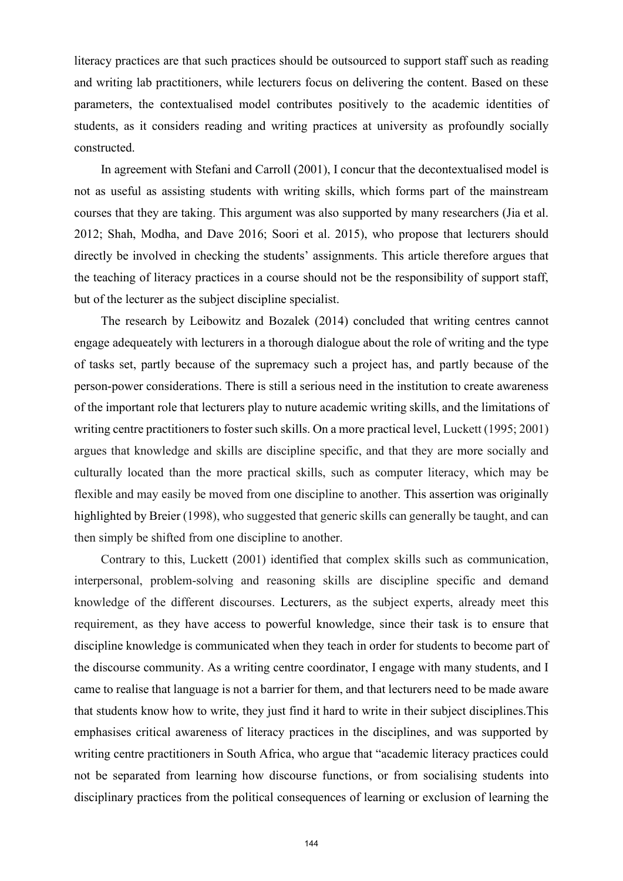literacy practices are that such practices should be outsourced to support staff such as reading and writing lab practitioners, while lecturers focus on delivering the content. Based on these parameters, the contextualised model contributes positively to the academic identities of students, as it considers reading and writing practices at university as profoundly socially constructed.

In agreement with Stefani and Carroll (2001), I concur that the decontextualised model is not as useful as assisting students with writing skills, which forms part of the mainstream courses that they are taking. This argument was also supported by many researchers (Jia et al. 2012; Shah, Modha, and Dave 2016; Soori et al. 2015), who propose that lecturers should directly be involved in checking the students' assignments. This article therefore argues that the teaching of literacy practices in a course should not be the responsibility of support staff, but of the lecturer as the subject discipline specialist.

The research by Leibowitz and Bozalek (2014) concluded that writing centres cannot engage adequeately with lecturers in a thorough dialogue about the role of writing and the type of tasks set, partly because of the supremacy such a project has, and partly because of the person-power considerations. There is still a serious need in the institution to create awareness of the important role that lecturers play to nuture academic writing skills, and the limitations of writing centre practitioners to foster such skills. On a more practical level, Luckett (1995; 2001) argues that knowledge and skills are discipline specific, and that they are more socially and culturally located than the more practical skills, such as computer literacy, which may be flexible and may easily be moved from one discipline to another. This assertion was originally highlighted by Breier (1998), who suggested that generic skills can generally be taught, and can then simply be shifted from one discipline to another.

Contrary to this, Luckett (2001) identified that complex skills such as communication, interpersonal, problem-solving and reasoning skills are discipline specific and demand knowledge of the different discourses. Lecturers, as the subject experts, already meet this requirement, as they have access to powerful knowledge, since their task is to ensure that discipline knowledge is communicated when they teach in order for students to become part of the discourse community. As a writing centre coordinator, I engage with many students, and I came to realise that language is not a barrier for them, and that lecturers need to be made aware that students know how to write, they just find it hard to write in their subject disciplines.This emphasises critical awareness of literacy practices in the disciplines, and was supported by writing centre practitioners in South Africa, who argue that "academic literacy practices could not be separated from learning how discourse functions, or from socialising students into disciplinary practices from the political consequences of learning or exclusion of learning the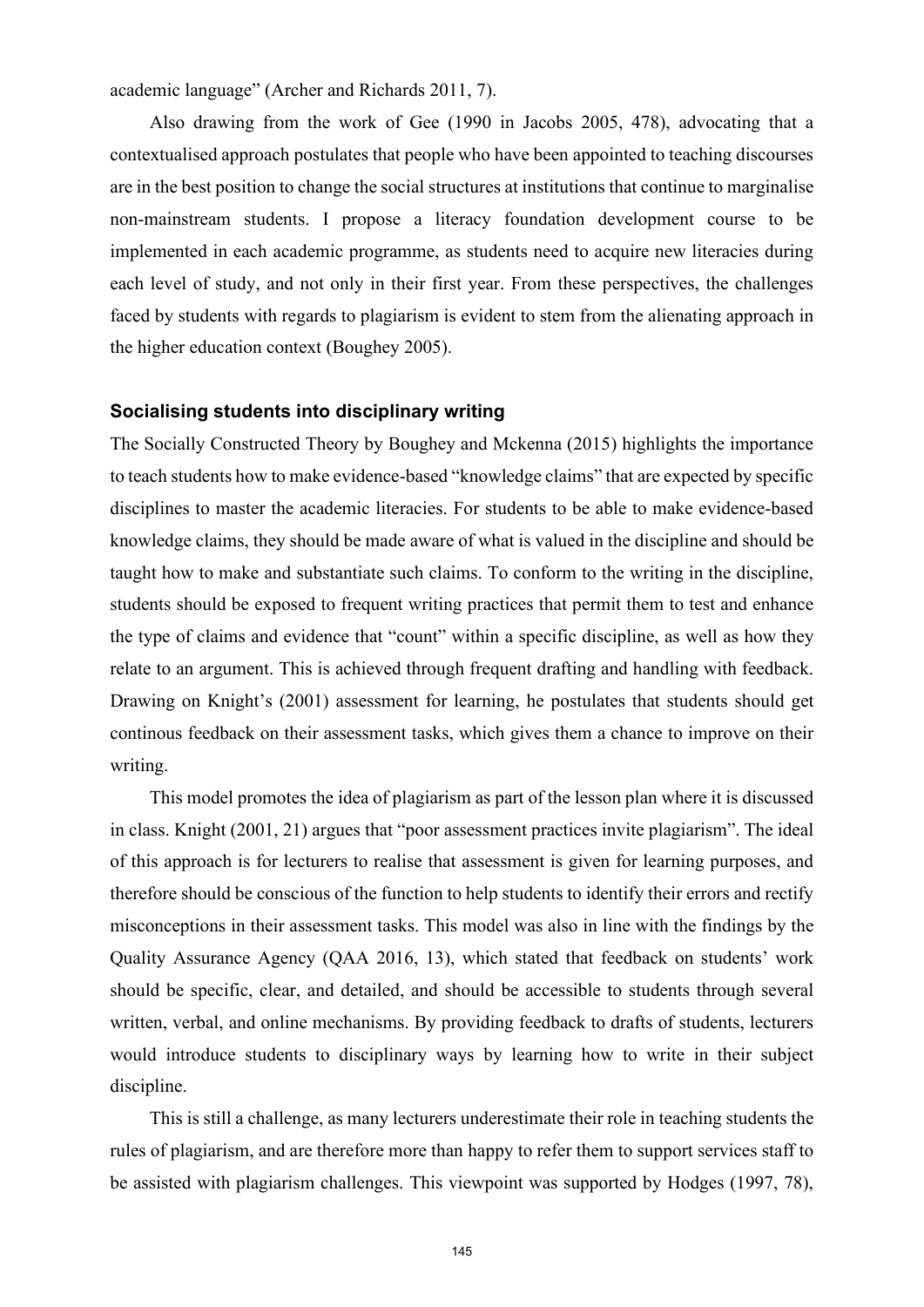academic language" (Archer and Richards 2011, 7).

Also drawing from the work of Gee (1990 in Jacobs 2005, 478), advocating that a contextualised approach postulates that people who have been appointed to teaching discourses are in the best position to change the social structures at institutions that continue to marginalise non-mainstream students. I propose a literacy foundation development course to be implemented in each academic programme, as students need to acquire new literacies during each level of study, and not only in their first year. From these perspectives, the challenges faced by students with regards to plagiarism is evident to stem from the alienating approach in the higher education context (Boughey 2005).

### Socialising students into disciplinary writing

The Socially Constructed Theory by Boughey and Mckenna (2015) highlights the importance to teach students how to make evidence-based "knowledge claims" that are expected by specific disciplines to master the academic literacies. For students to be able to make evidence-based knowledge claims, they should be made aware of what is valued in the discipline and should be taught how to make and substantiate such claims. To conform to the writing in the discipline, students should be exposed to frequent writing practices that permit them to test and enhance the type of claims and evidence that "count" within a specific discipline, as well as how they relate to an argument. This is achieved through frequent drafting and handling with feedback. Drawing on Knight's (2001) assessment for learning, he postulates that students should get continous feedback on their assessment tasks, which gives them a chance to improve on their writing.

This model promotes the idea of plagiarism as part of the lesson plan where it is discussed in class. Knight (2001, 21) argues that "poor assessment practices invite plagiarism". The ideal of this approach is for lecturers to realise that assessment is given for learning purposes, and therefore should be conscious of the function to help students to identify their errors and rectify misconceptions in their assessment tasks. This model was also in line with the findings by the Quality Assurance Agency (QAA 2016, 13), which stated that feedback on students' work should be specific, clear, and detailed, and should be accessible to students through several written, verbal, and online mechanisms. By providing feedback to drafts of students, lecturers would introduce students to disciplinary ways by learning how to write in their subject discipline.

This is still a challenge, as many lecturers underestimate their role in teaching students the rules of plagiarism, and are therefore more than happy to refer them to support services staff to be assisted with plagiarism challenges. This viewpoint was supported by Hodges (1997, 78),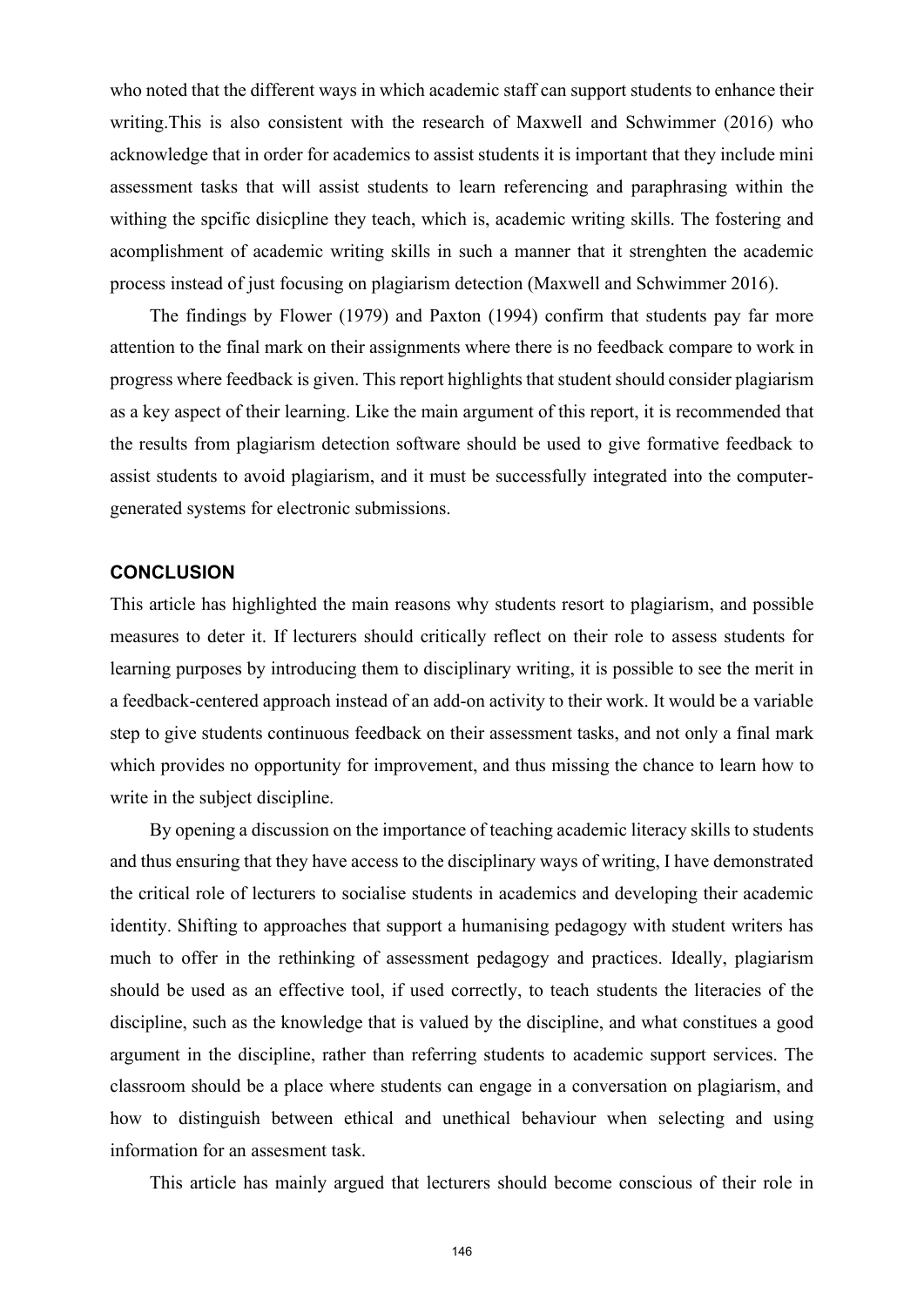who noted that the different ways in which academic staff can support students to enhance their writing.This is also consistent with the research of Maxwell and Schwimmer (2016) who acknowledge that in order for academics to assist students it is important that they include mini assessment tasks that will assist students to learn referencing and paraphrasing within the withing the spcific disicpline they teach, which is, academic writing skills. The fostering and acomplishment of academic writing skills in such a manner that it strenghten the academic process instead of just focusing on plagiarism detection (Maxwell and Schwimmer 2016).

The findings by Flower (1979) and Paxton (1994) confirm that students pay far more attention to the final mark on their assignments where there is no feedback compare to work in progress where feedback is given. This report highlights that student should consider plagiarism as a key aspect of their learning. Like the main argument of this report, it is recommended that the results from plagiarism detection software should be used to give formative feedback to assist students to avoid plagiarism, and it must be successfully integrated into the computer-generated systems for electronic submissions.

## CONCLUSION

This article has highlighted the main reasons why students resort to plagiarism, and possible measures to deter it. If lecturers should critically reflect on their role to assess students for learning purposes by introducing them to disciplinary writing, it is possible to see the merit in a feedback-centered approach instead of an add-on activity to their work. It would be a variable step to give students continuous feedback on their assessment tasks, and not only a final mark which provides no opportunity for improvement, and thus missing the chance to learn how to write in the subject discipline.

By opening a discussion on the importance of teaching academic literacy skills to students and thus ensuring that they have access to the disciplinary ways of writing, I have demonstrated the critical role of lecturers to socialise students in academics and developing their academic identity. Shifting to approaches that support a humanising pedagogy with student writers has much to offer in the rethinking of assessment pedagogy and practices. Ideally, plagiarism should be used as an effective tool, if used correctly, to teach students the literacies of the discipline, such as the knowledge that is valued by the discipline, and what constitues a good argument in the discipline, rather than referring students to academic support services. The classroom should be a place where students can engage in a conversation on plagiarism, and how to distinguish between ethical and unethical behaviour when selecting and using information for an assesment task.

This article has mainly argued that lecturers should become conscious of their role in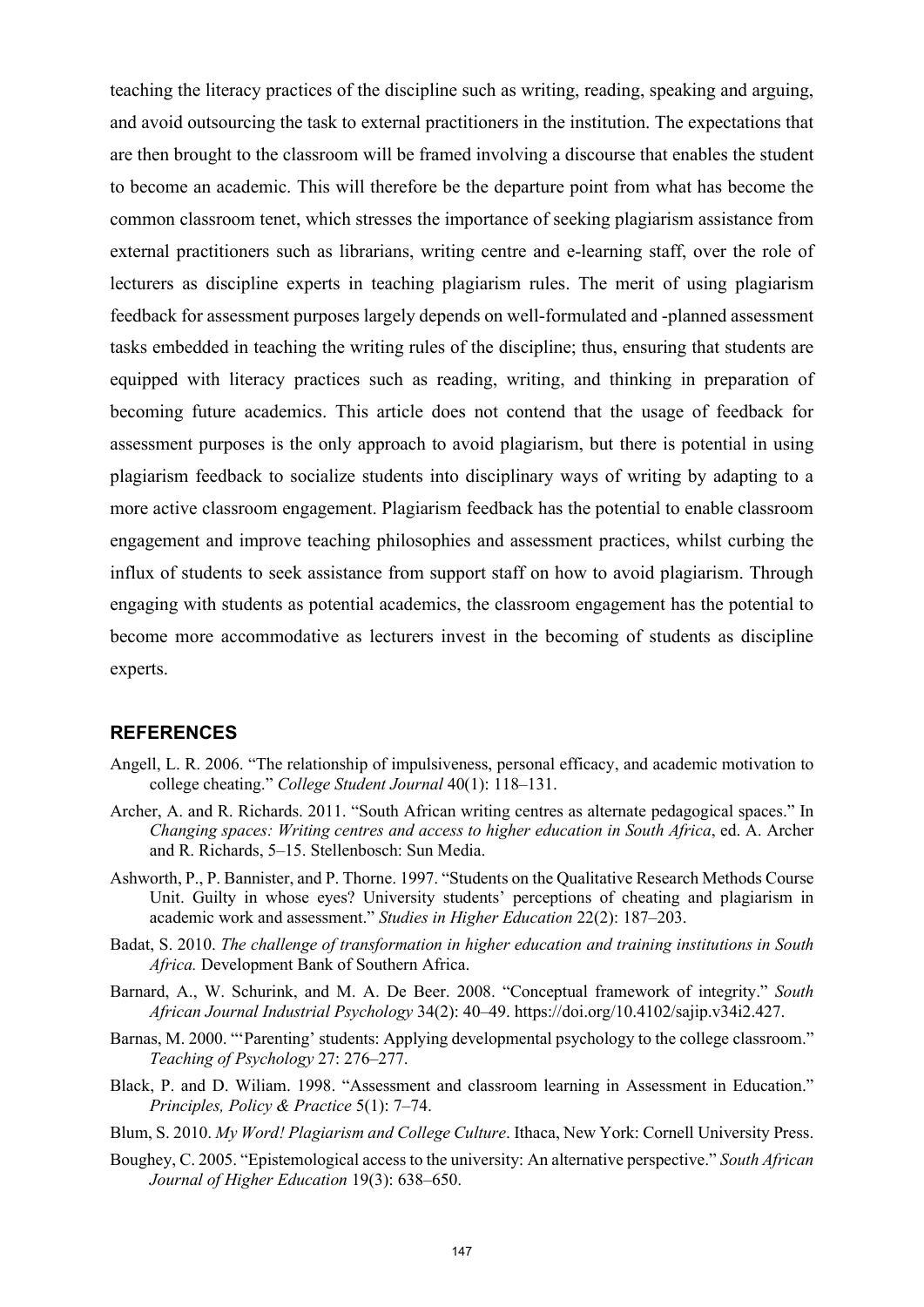teaching the literacy practices of the discipline such as writing, reading, speaking and arguing, and avoid outsourcing the task to external practitioners in the institution. The expectations that are then brought to the classroom will be framed involving a discourse that enables the student to become an academic. This will therefore be the departure point from what has become the common classroom tenet, which stresses the importance of seeking plagiarism assistance from external practitioners such as librarians, writing centre and e-learning staff, over the role of lecturers as discipline experts in teaching plagiarism rules. The merit of using plagiarism feedback for assessment purposes largely depends on well-formulated and -planned assessment tasks embedded in teaching the writing rules of the discipline; thus, ensuring that students are equipped with literacy practices such as reading, writing, and thinking in preparation of becoming future academics. This article does not contend that the usage of feedback for assessment purposes is the only approach to avoid plagiarism, but there is potential in using plagiarism feedback to socialize students into disciplinary ways of writing by adapting to a more active classroom engagement. Plagiarism feedback has the potential to enable classroom engagement and improve teaching philosophies and assessment practices, whilst curbing the influx of students to seek assistance from support staff on how to avoid plagiarism. Through engaging with students as potential academics, the classroom engagement has the potential to become more accommodative as lecturers invest in the becoming of students as discipline experts.

## REFERENCES

Angell, L. R. 2006. "The relationship of impulsiveness, personal efficacy, and academic motivation to college cheating." *College Student Journal* 40(1): 118–131.

Archer, A. and R. Richards. 2011. "South African writing centres as alternate pedagogical spaces." In *Changing spaces: Writing centres and access to higher education in South Africa*, ed. A. Archer and R. Richards, 5–15. Stellenbosch: Sun Media.

Ashworth, P., P. Bannister, and P. Thorne. 1997. "Students on the Qualitative Research Methods Course Unit. Guilty in whose eyes? University students' perceptions of cheating and plagiarism in academic work and assessment." *Studies in Higher Education* 22(2): 187–203.

Badat, S. 2010. *The challenge of transformation in higher education and training institutions in South Africa.* Development Bank of Southern Africa.

Barnard, A., W. Schurink, and M. A. De Beer. 2008. "Conceptual framework of integrity." *South African Journal Industrial Psychology* 34(2): 40–49. https://doi.org/10.4102/sajip.v34i2.427.

Barnas, M. 2000. "'Parenting' students: Applying developmental psychology to the college classroom." *Teaching of Psychology* 27: 276–277.

Black, P. and D. Wiliam. 1998. "Assessment and classroom learning in Assessment in Education." *Principles, Policy & Practice* 5(1): 7–74.

Blum, S. 2010. *My Word! Plagiarism and College Culture*. Ithaca, New York: Cornell University Press.

Boughey, C. 2005. "Epistemological access to the university: An alternative perspective." *South African Journal of Higher Education* 19(3): 638–650.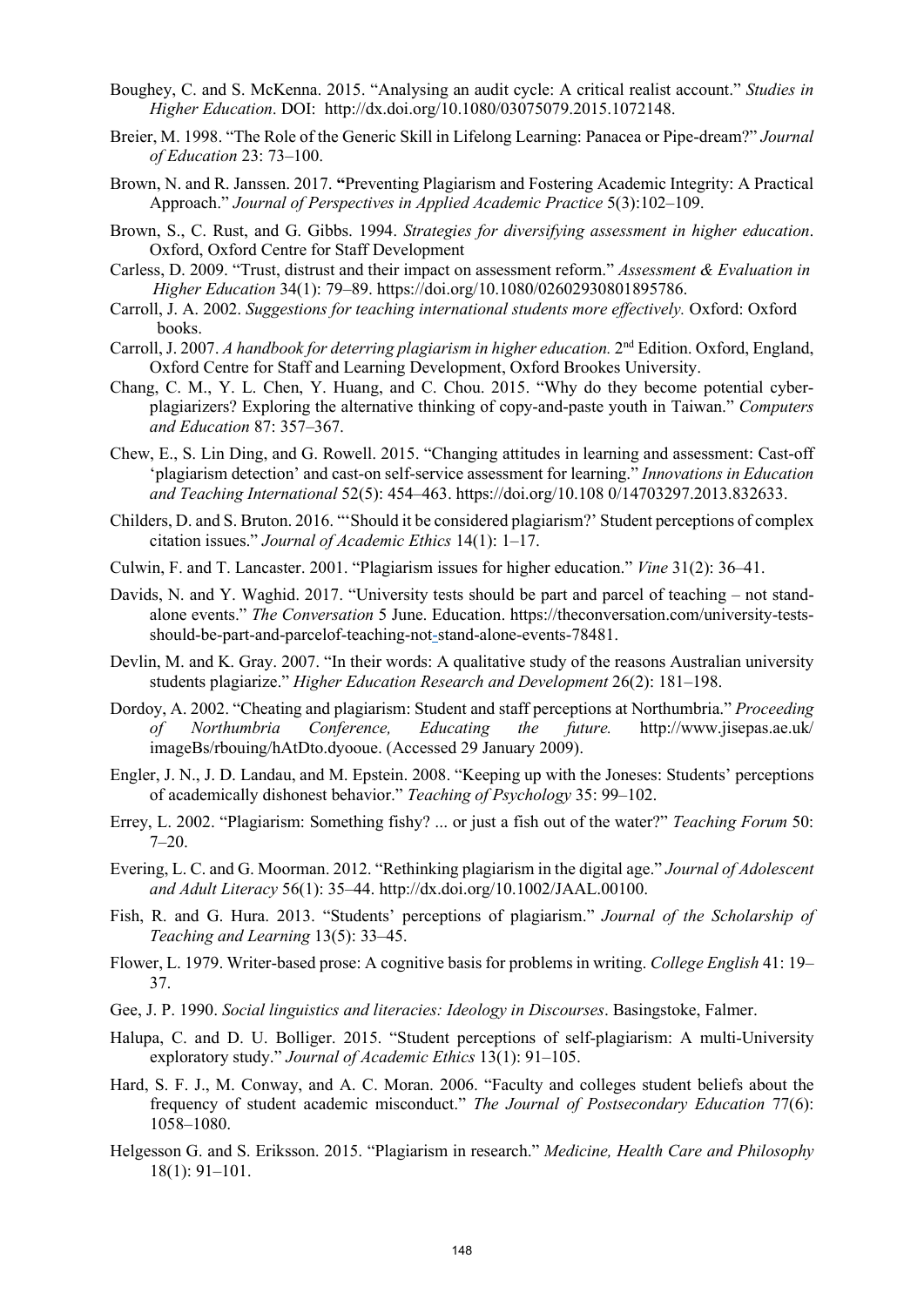Boughey, C. and S. McKenna. 2015. "Analysing an audit cycle: A critical realist account." *Studies in Higher Education*. DOI: http://dx.doi.org/10.1080/03075079.2015.1072148.

Breier, M. 1998. "The Role of the Generic Skill in Lifelong Learning: Panacea or Pipe-dream?" *Journal of Education* 23: 73–100.

Brown, N. and R. Janssen. 2017. "Preventing Plagiarism and Fostering Academic Integrity: A Practical Approach." *Journal of Perspectives in Applied Academic Practice* 5(3):102–109.

Brown, S., C. Rust, and G. Gibbs. 1994. *Strategies for diversifying assessment in higher education*. Oxford, Oxford Centre for Staff Development

Carless, D. 2009. "Trust, distrust and their impact on assessment reform." *Assessment & Evaluation in Higher Education* 34(1): 79–89. https://doi.org/10.1080/02602930801895786.

Carroll, J. A. 2002. *Suggestions for teaching international students more effectively.* Oxford: Oxford books.

Carroll, J. 2007. *A handbook for deterring plagiarism in higher education.* 2nd Edition. Oxford, England, Oxford Centre for Staff and Learning Development, Oxford Brookes University.

Chang, C. M., Y. L. Chen, Y. Huang, and C. Chou. 2015. "Why do they become potential cyber-plagiarizers? Exploring the alternative thinking of copy-and-paste youth in Taiwan." *Computers and Education* 87: 357–367.

Chew, E., S. Lin Ding, and G. Rowell. 2015. "Changing attitudes in learning and assessment: Cast-off 'plagiarism detection' and cast-on self-service assessment for learning." *Innovations in Education and Teaching International* 52(5): 454–463. https://doi.org/10.108 0/14703297.2013.832633.

Childers, D. and S. Bruton. 2016. "'Should it be considered plagiarism?' Student perceptions of complex citation issues." *Journal of Academic Ethics* 14(1): 1–17.

Culwin, F. and T. Lancaster. 2001. "Plagiarism issues for higher education." *Vine* 31(2): 36–41.

Davids, N. and Y. Waghid. 2017. "University tests should be part and parcel of teaching – not stand-alone events." *The Conversation* 5 June. Education. https://theconversation.com/university-tests-should-be-part-and-parcelof-teaching-not-stand-alone-events-78481.

Devlin, M. and K. Gray. 2007. "In their words: A qualitative study of the reasons Australian university students plagiarize." *Higher Education Research and Development* 26(2): 181–198.

Dordoy, A. 2002. "Cheating and plagiarism: Student and staff perceptions at Northumbria." *Proceeding of Northumbria Conference, Educating the future.* http://www.jisepas.ae.uk/ imageBs/rbouing/hAtDto.dyooue. (Accessed 29 January 2009).

Engler, J. N., J. D. Landau, and M. Epstein. 2008. "Keeping up with the Joneses: Students' perceptions of academically dishonest behavior." *Teaching of Psychology* 35: 99–102.

Errey, L. 2002. "Plagiarism: Something fishy? ... or just a fish out of the water?" *Teaching Forum* 50: 7–20.

Evering, L. C. and G. Moorman. 2012. "Rethinking plagiarism in the digital age." *Journal of Adolescent and Adult Literacy* 56(1): 35–44. http://dx.doi.org/10.1002/JAAL.00100.

Fish, R. and G. Hura. 2013. "Students' perceptions of plagiarism." *Journal of the Scholarship of Teaching and Learning* 13(5): 33–45.

Flower, L. 1979. Writer-based prose: A cognitive basis for problems in writing. *College English* 41: 19–37.

Gee, J. P. 1990. *Social linguistics and literacies: Ideology in Discourses*. Basingstoke, Falmer.

Halupa, C. and D. U. Bolliger. 2015. "Student perceptions of self-plagiarism: A multi-University exploratory study." *Journal of Academic Ethics* 13(1): 91–105.

Hard, S. F. J., M. Conway, and A. C. Moran. 2006. "Faculty and colleges student beliefs about the frequency of student academic misconduct." *The Journal of Postsecondary Education* 77(6): 1058–1080.

Helgesson G. and S. Eriksson. 2015. "Plagiarism in research." *Medicine, Health Care and Philosophy* 18(1): 91–101.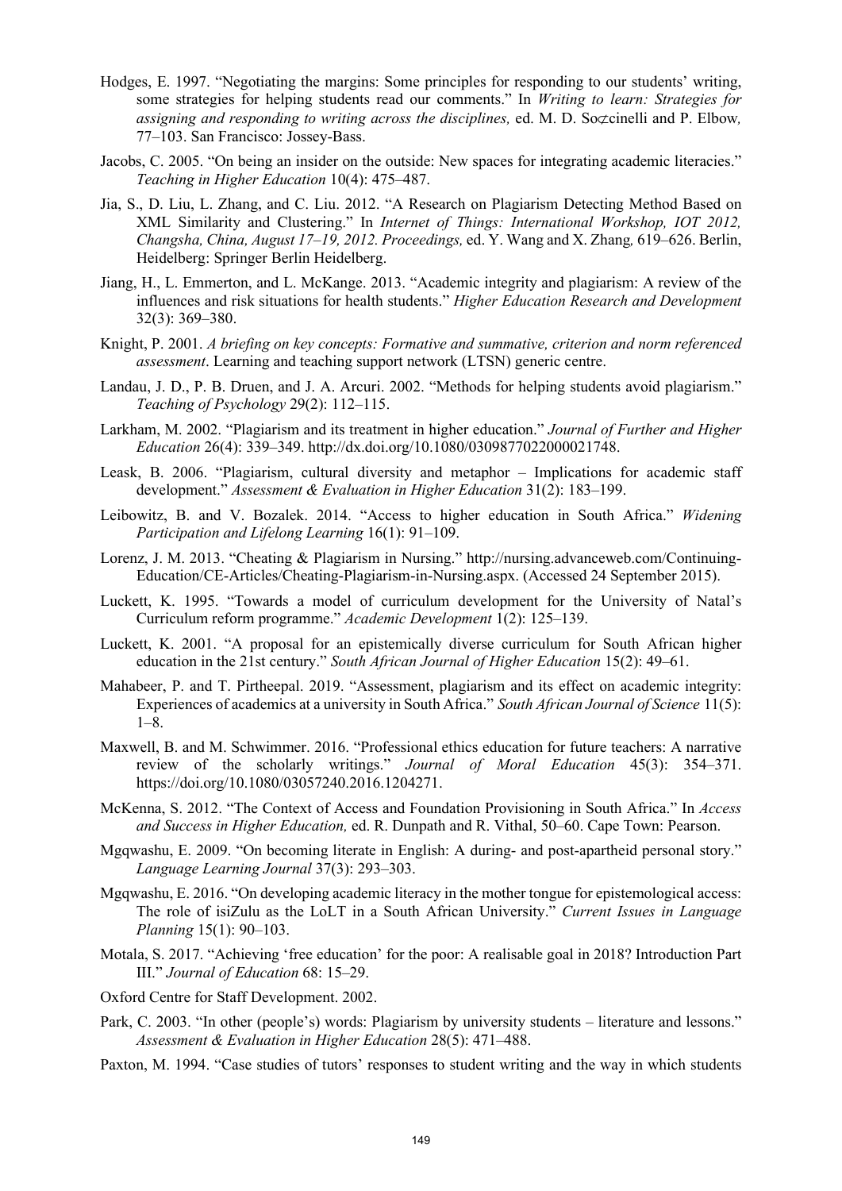Hodges, E. 1997. "Negotiating the margins: Some principles for responding to our students' writing, some strategies for helping students read our comments." In *Writing to learn: Strategies for assigning and responding to writing across the disciplines,* ed. M. D. So⊄cinelli and P. Elbow*,* 77–103. San Francisco: Jossey-Bass.

Jacobs, C. 2005. "On being an insider on the outside: New spaces for integrating academic literacies." *Teaching in Higher Education* 10(4): 475–487.

Jia, S., D. Liu, L. Zhang, and C. Liu. 2012. "A Research on Plagiarism Detecting Method Based on XML Similarity and Clustering." In *Internet of Things: International Workshop, IOT 2012, Changsha, China, August 17–19, 2012. Proceedings,* ed. Y. Wang and X. Zhang*,* 619–626. Berlin, Heidelberg: Springer Berlin Heidelberg.

Jiang, H., L. Emmerton, and L. McKange. 2013. "Academic integrity and plagiarism: A review of the influences and risk situations for health students." *Higher Education Research and Development* 32(3): 369–380.

Knight, P. 2001. *A briefing on key concepts: Formative and summative, criterion and norm referenced assessment*. Learning and teaching support network (LTSN) generic centre.

Landau, J. D., P. B. Druen, and J. A. Arcuri. 2002. "Methods for helping students avoid plagiarism." *Teaching of Psychology* 29(2): 112–115.

Larkham, M. 2002. "Plagiarism and its treatment in higher education." *Journal of Further and Higher Education* 26(4): 339–349. http://dx.doi.org/10.1080/0309877022000021748.

Leask, B. 2006. "Plagiarism, cultural diversity and metaphor – Implications for academic staff development." *Assessment & Evaluation in Higher Education* 31(2): 183–199.

Leibowitz, B. and V. Bozalek. 2014. "Access to higher education in South Africa." *Widening Participation and Lifelong Learning* 16(1): 91–109.

Lorenz, J. M. 2013. "Cheating & Plagiarism in Nursing." http://nursing.advanceweb.com/Continuing-Education/CE-Articles/Cheating-Plagiarism-in-Nursing.aspx. (Accessed 24 September 2015).

Luckett, K. 1995. "Towards a model of curriculum development for the University of Natal's Curriculum reform programme." *Academic Development* 1(2): 125–139.

Luckett, K. 2001. "A proposal for an epistemically diverse curriculum for South African higher education in the 21st century." *South African Journal of Higher Education* 15(2): 49–61.

Mahabeer, P. and T. Pirtheepal. 2019. "Assessment, plagiarism and its effect on academic integrity: Experiences of academics at a university in South Africa." *South African Journal of Science* 11(5): 1–8.

Maxwell, B. and M. Schwimmer. 2016. "Professional ethics education for future teachers: A narrative review of the scholarly writings." *Journal of Moral Education* 45(3): 354–371. https://doi.org/10.1080/03057240.2016.1204271.

McKenna, S. 2012. "The Context of Access and Foundation Provisioning in South Africa." In *Access and Success in Higher Education,* ed. R. Dunpath and R. Vithal, 50–60. Cape Town: Pearson.

Mgqwashu, E. 2009. "On becoming literate in English: A during- and post-apartheid personal story." *Language Learning Journal* 37(3): 293–303.

Mgqwashu, E. 2016. "On developing academic literacy in the mother tongue for epistemological access: The role of isiZulu as the LoLT in a South African University." *Current Issues in Language Planning* 15(1): 90–103.

Motala, S. 2017. "Achieving 'free education' for the poor: A realisable goal in 2018? Introduction Part III." *Journal of Education* 68: 15–29.

Oxford Centre for Staff Development. 2002.

Park, C. 2003. "In other (people's) words: Plagiarism by university students – literature and lessons." *Assessment & Evaluation in Higher Education* 28(5): 471–488.

Paxton, M. 1994. "Case studies of tutors' responses to student writing and the way in which students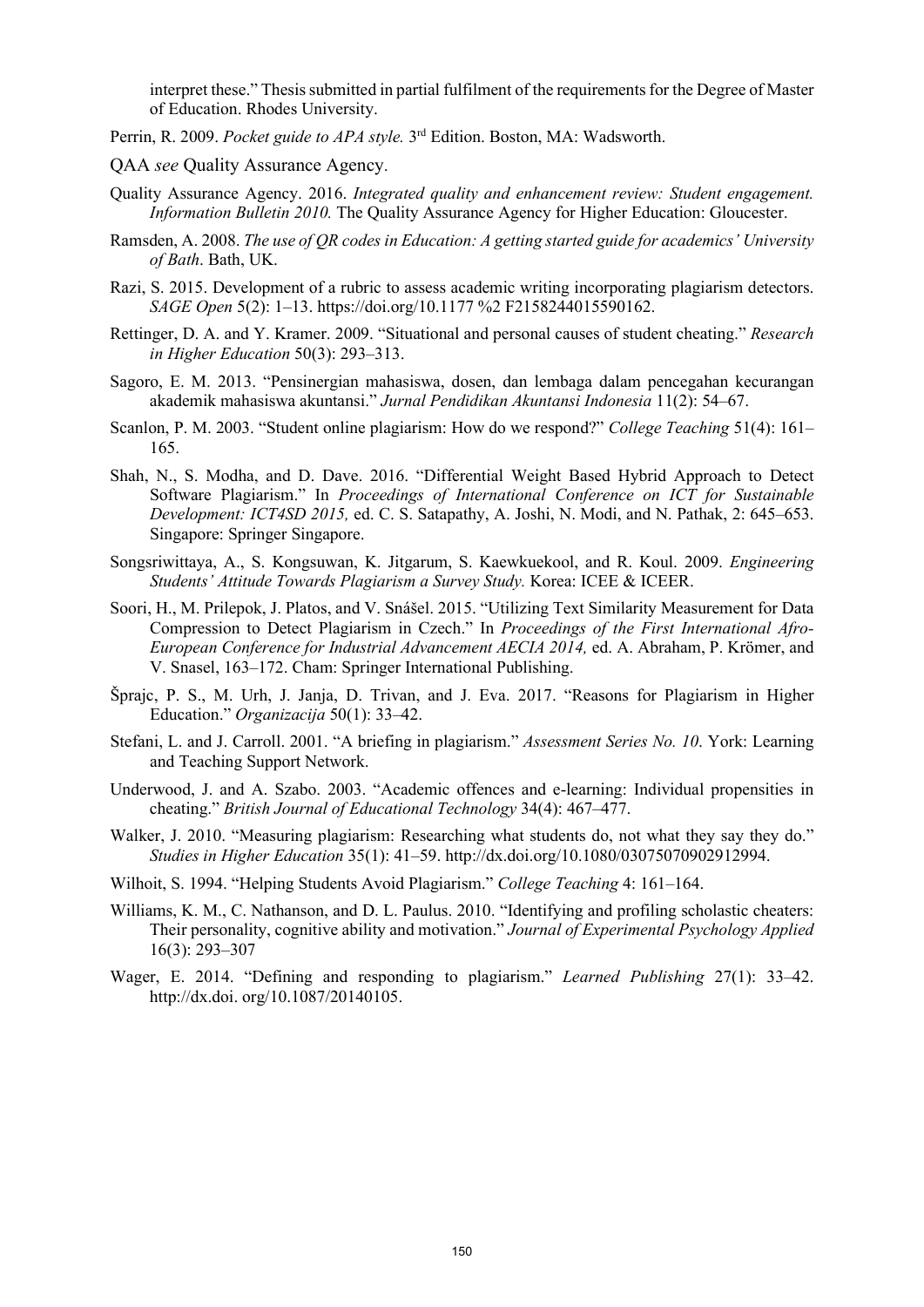interpret these." Thesis submitted in partial fulfilment of the requirements for the Degree of Master of Education. Rhodes University.

Perrin, R. 2009. *Pocket guide to APA style.* 3rd Edition. Boston, MA: Wadsworth.

QAA *see* Quality Assurance Agency.

Quality Assurance Agency. 2016. *Integrated quality and enhancement review: Student engagement. Information Bulletin 2010.* The Quality Assurance Agency for Higher Education: Gloucester.

Ramsden, A. 2008. *The use of QR codes in Education: A getting started guide for academics' University of Bath*. Bath, UK.

Razi, S. 2015. Development of a rubric to assess academic writing incorporating plagiarism detectors. *SAGE Open* 5(2): 1–13. https://doi.org/10.1177 %2 F2158244015590162.

Rettinger, D. A. and Y. Kramer. 2009. "Situational and personal causes of student cheating." *Research in Higher Education* 50(3): 293–313.

Sagoro, E. M. 2013. "Pensinergian mahasiswa, dosen, dan lembaga dalam pencegahan kecurangan akademik mahasiswa akuntansi." *Jurnal Pendidikan Akuntansi Indonesia* 11(2): 54–67.

Scanlon, P. M. 2003. "Student online plagiarism: How do we respond?" *College Teaching* 51(4): 161–165.

Shah, N., S. Modha, and D. Dave. 2016. "Differential Weight Based Hybrid Approach to Detect Software Plagiarism." In *Proceedings of International Conference on ICT for Sustainable Development: ICT4SD 2015,* ed. C. S. Satapathy, A. Joshi, N. Modi, and N. Pathak, 2: 645–653. Singapore: Springer Singapore.

Songsriwittaya, A., S. Kongsuwan, K. Jitgarum, S. Kaewkuekool, and R. Koul. 2009. *Engineering Students' Attitude Towards Plagiarism a Survey Study.* Korea: ICEE & ICEER.

Soori, H., M. Prilepok, J. Platos, and V. Snášel. 2015. "Utilizing Text Similarity Measurement for Data Compression to Detect Plagiarism in Czech." In *Proceedings of the First International Afro-European Conference for Industrial Advancement AECIA 2014,* ed. A. Abraham, P. Krömer, and V. Snasel, 163–172. Cham: Springer International Publishing.

Šprajc, P. S., M. Urh, J. Janja, D. Trivan, and J. Eva. 2017. "Reasons for Plagiarism in Higher Education." *Organizacija* 50(1): 33–42.

Stefani, L. and J. Carroll. 2001. "A briefing in plagiarism." *Assessment Series No. 10*. York: Learning and Teaching Support Network.

Underwood, J. and A. Szabo. 2003. "Academic offences and e-learning: Individual propensities in cheating." *British Journal of Educational Technology* 34(4): 467–477.

Walker, J. 2010. "Measuring plagiarism: Researching what students do, not what they say they do." *Studies in Higher Education* 35(1): 41–59. http://dx.doi.org/10.1080/03075070902912994.

Wilhoit, S. 1994. "Helping Students Avoid Plagiarism." *College Teaching* 4: 161–164.

Williams, K. M., C. Nathanson, and D. L. Paulus. 2010. "Identifying and profiling scholastic cheaters: Their personality, cognitive ability and motivation." *Journal of Experimental Psychology Applied* 16(3): 293–307

Wager, E. 2014. "Defining and responding to plagiarism." *Learned Publishing* 27(1): 33–42. http://dx.doi. org/10.1087/20140105.